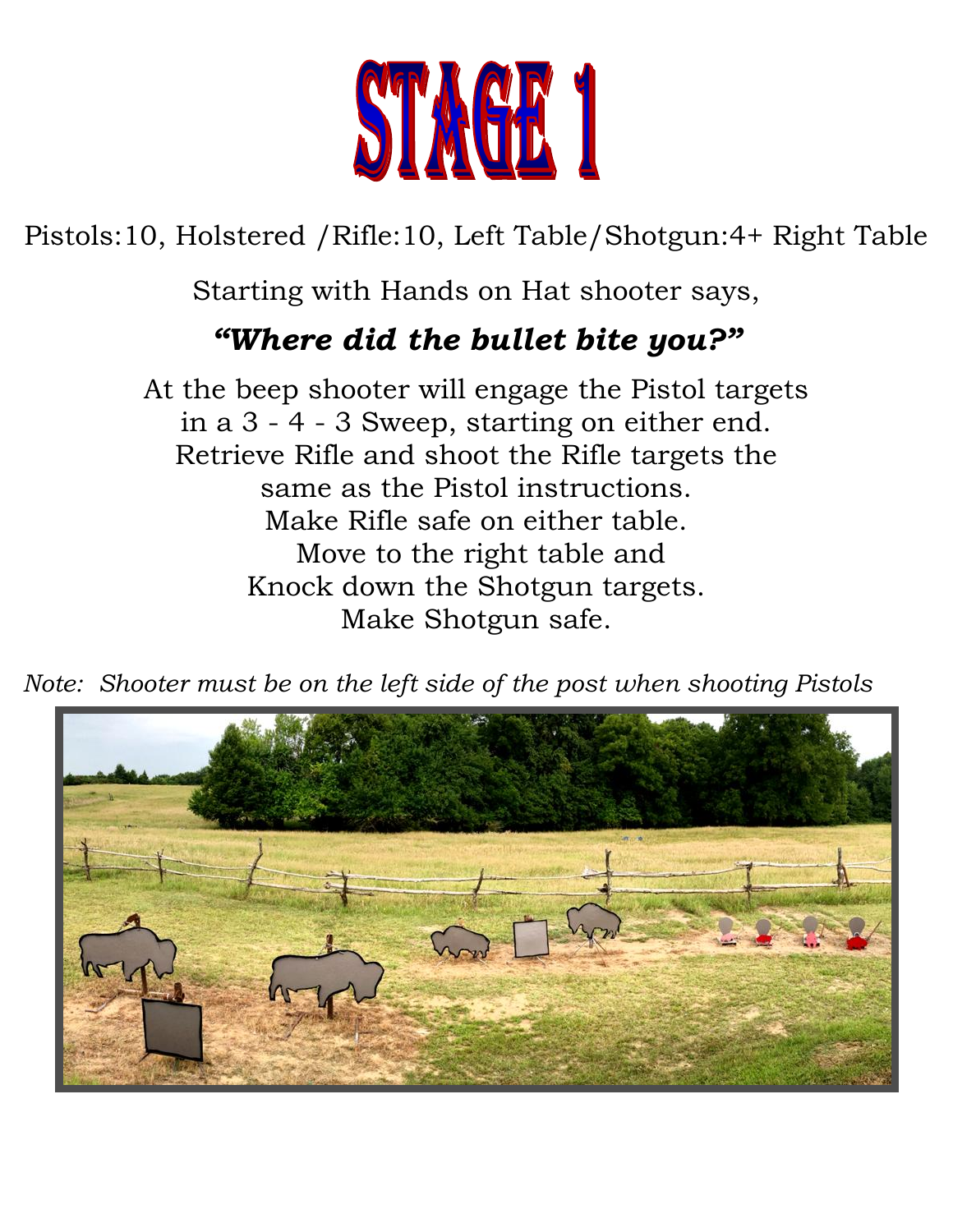# STAGE 1

Pistols:10, Holstered /Rifle:10, Left Table/Shotgun:4+ Right Table

Starting with Hands on Hat shooter says,

***"Where did the bullet bite you?"***

At the beep shooter will engage the Pistol targets in a 3 - 4 - 3 Sweep, starting on either end. Retrieve Rifle and shoot the Rifle targets the same as the Pistol instructions. Make Rifle safe on either table. Move to the right table and Knock down the Shotgun targets. Make Shotgun safe.

*Note: Shooter must be on the left side of the post when shooting Pistols*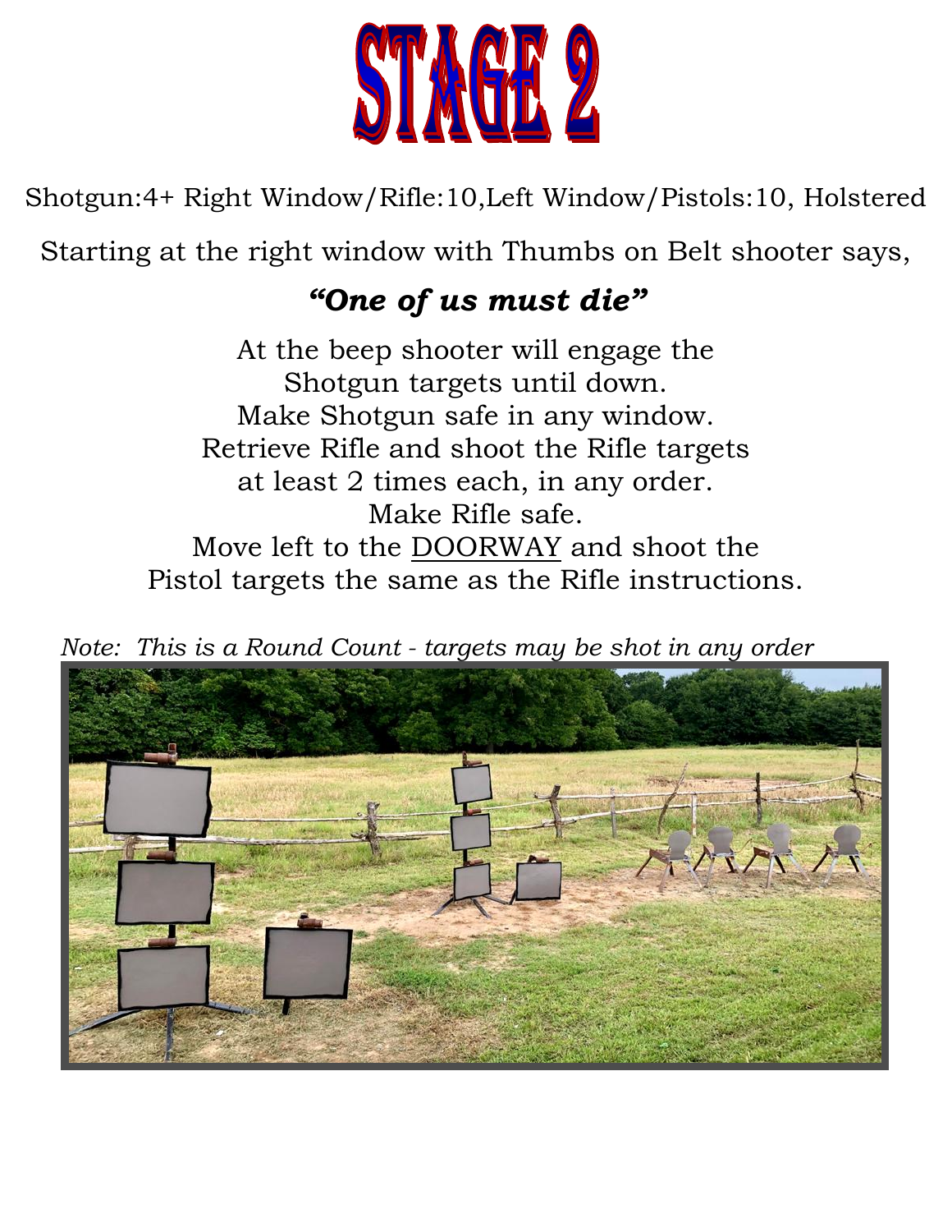# STAGE 2

Shotgun:4+ Right Window/Rifle:10,Left Window/Pistols:10, Holstered

Starting at the right window with Thumbs on Belt shooter says,

***"One of us must die"***

At the beep shooter will engage the Shotgun targets until down.
Make Shotgun safe in any window.
Retrieve Rifle and shoot the Rifle targets at least 2 times each, in any order.
Make Rifle safe.
Move left to the DOORWAY and shoot the Pistol targets the same as the Rifle instructions.

*Note: This is a Round Count - targets may be shot in any order*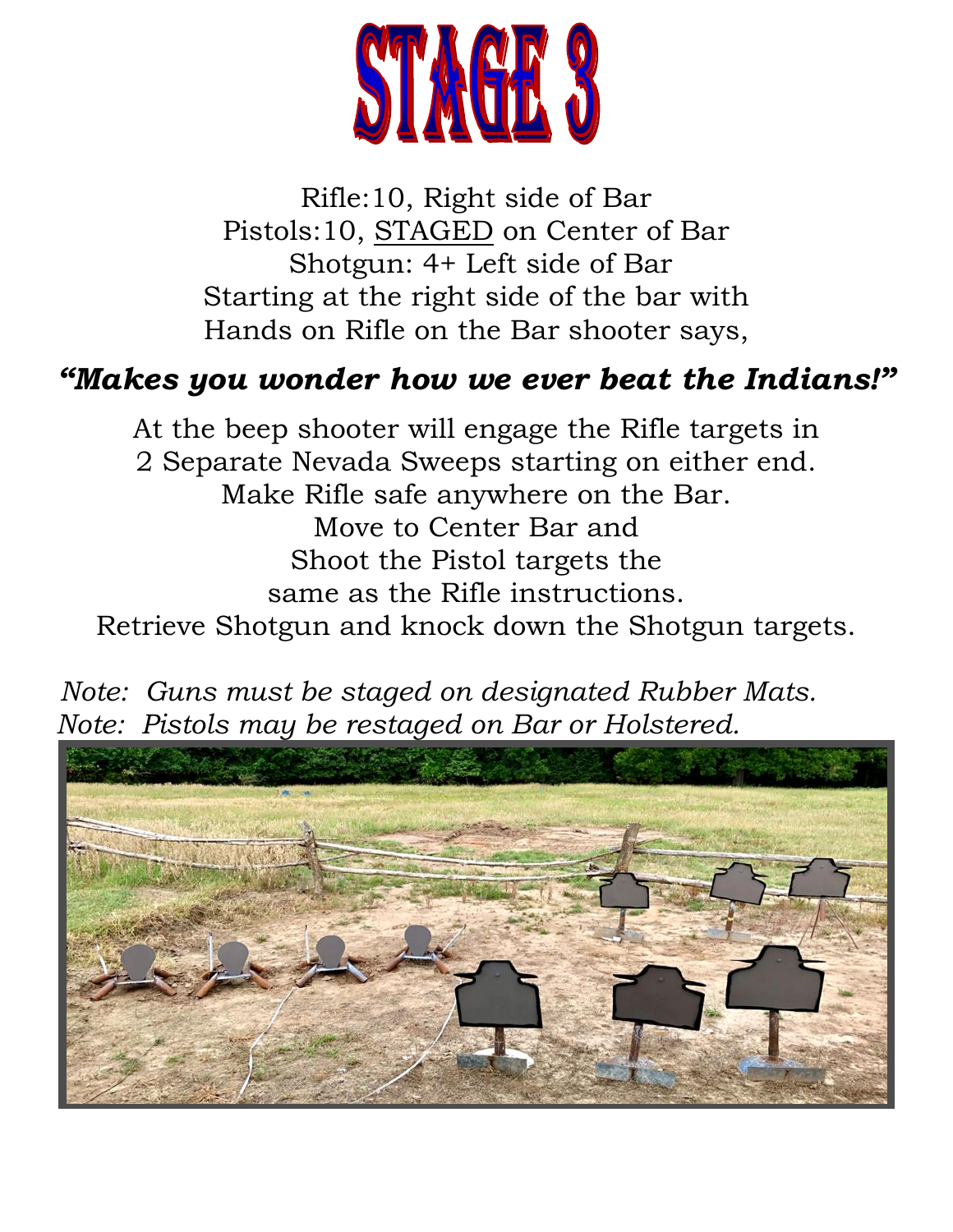# STAGE 3

Rifle:10, Right side of Bar
Pistols:10, <u>STAGED</u> on Center of Bar
Shotgun: 4+ Left side of Bar
Starting at the right side of the bar with
Hands on Rifle on the Bar shooter says,

***"Makes you wonder how we ever beat the Indians!"***

At the beep shooter will engage the Rifle targets in
2 Separate Nevada Sweeps starting on either end.
Make Rifle safe anywhere on the Bar.
Move to Center Bar and
Shoot the Pistol targets the
same as the Rifle instructions.
Retrieve Shotgun and knock down the Shotgun targets.

*Note: Guns must be staged on designated Rubber Mats.*
*Note: Pistols may be restaged on Bar or Holstered.*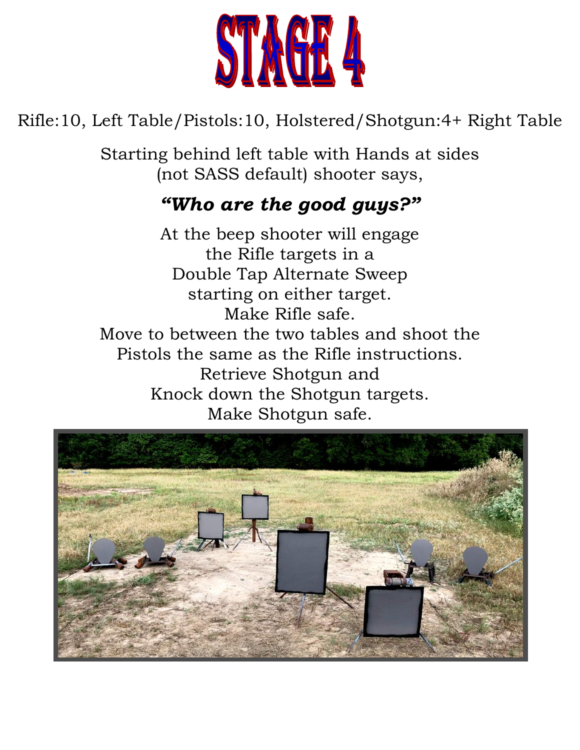# STAGE 4

Rifle:10, Left Table/Pistols:10, Holstered/Shotgun:4+ Right Table

Starting behind left table with Hands at sides (not SASS default) shooter says,

***"Who are the good guys?"***

At the beep shooter will engage the Rifle targets in a Double Tap Alternate Sweep starting on either target.
Make Rifle safe.
Move to between the two tables and shoot the Pistols the same as the Rifle instructions.
Retrieve Shotgun and Knock down the Shotgun targets.
Make Shotgun safe.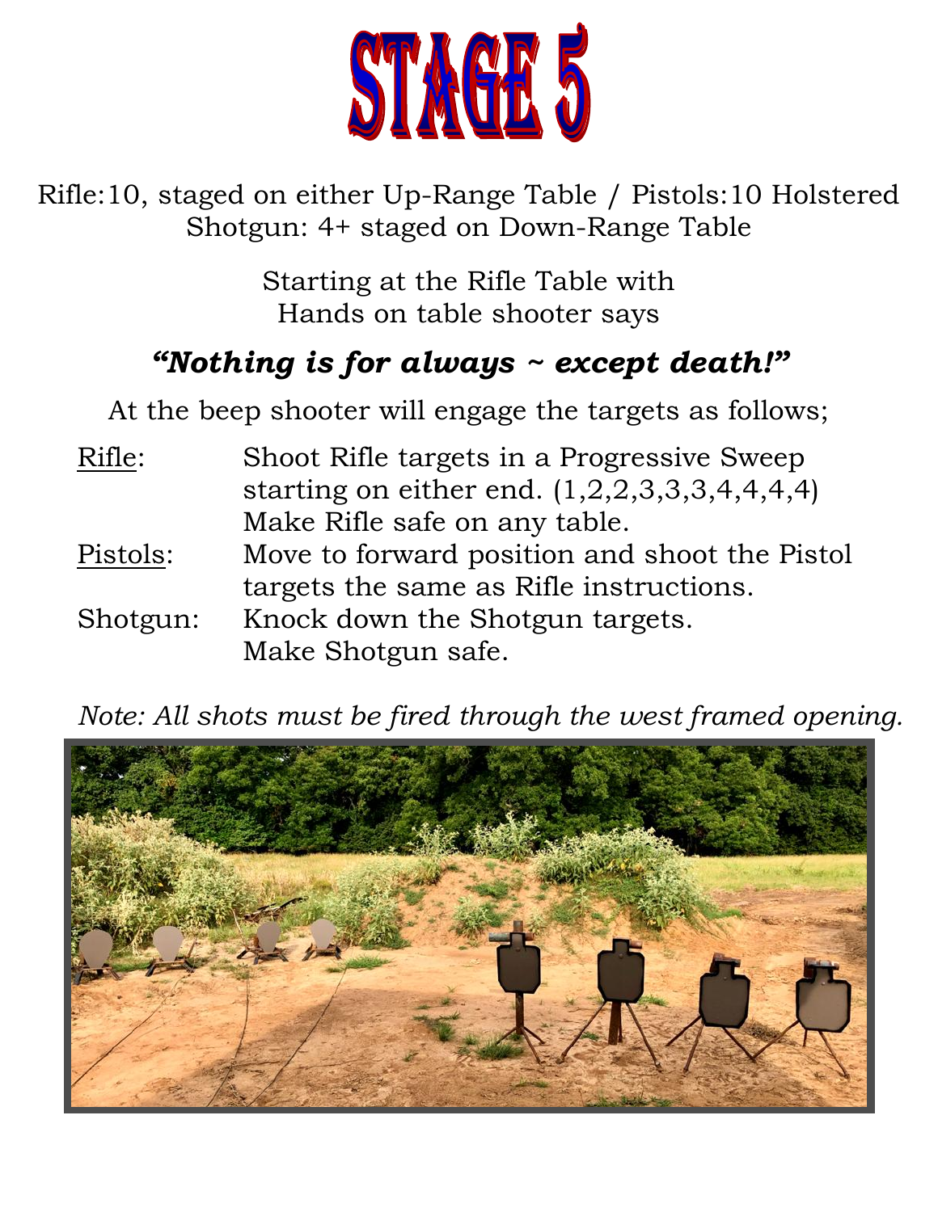# STAGE 5

Rifle:10, staged on either Up-Range Table / Pistols:10 Holstered
Shotgun: 4+ staged on Down-Range Table

Starting at the Rifle Table with
Hands on table shooter says

***"Nothing is for always ~ except death!"***

At the beep shooter will engage the targets as follows;

| | |
|---|---|
| Rifle: | Shoot Rifle targets in a Progressive Sweep starting on either end. (1,2,2,3,3,3,4,4,4,4) Make Rifle safe on any table. |
| Pistols: | Move to forward position and shoot the Pistol targets the same as Rifle instructions. |
| Shotgun: | Knock down the Shotgun targets. Make Shotgun safe. |

*Note: All shots must be fired through the west framed opening.*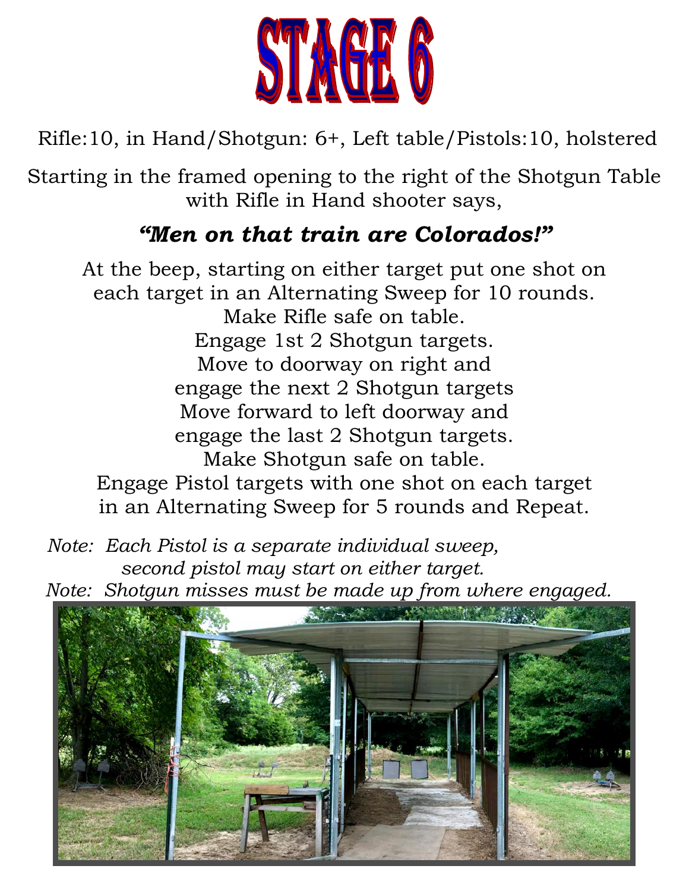# STAGE 6

Rifle:10, in Hand/Shotgun: 6+, Left table/Pistols:10, holstered

Starting in the framed opening to the right of the Shotgun Table with Rifle in Hand shooter says,

***"Men on that train are Colorados!"***

At the beep, starting on either target put one shot on each target in an Alternating Sweep for 10 rounds.
Make Rifle safe on table.
Engage 1st 2 Shotgun targets.
Move to doorway on right and engage the next 2 Shotgun targets
Move forward to left doorway and engage the last 2 Shotgun targets.
Make Shotgun safe on table.
Engage Pistol targets with one shot on each target in an Alternating Sweep for 5 rounds and Repeat.

*Note: Each Pistol is a separate individual sweep, second pistol may start on either target.*
*Note: Shotgun misses must be made up from where engaged.*